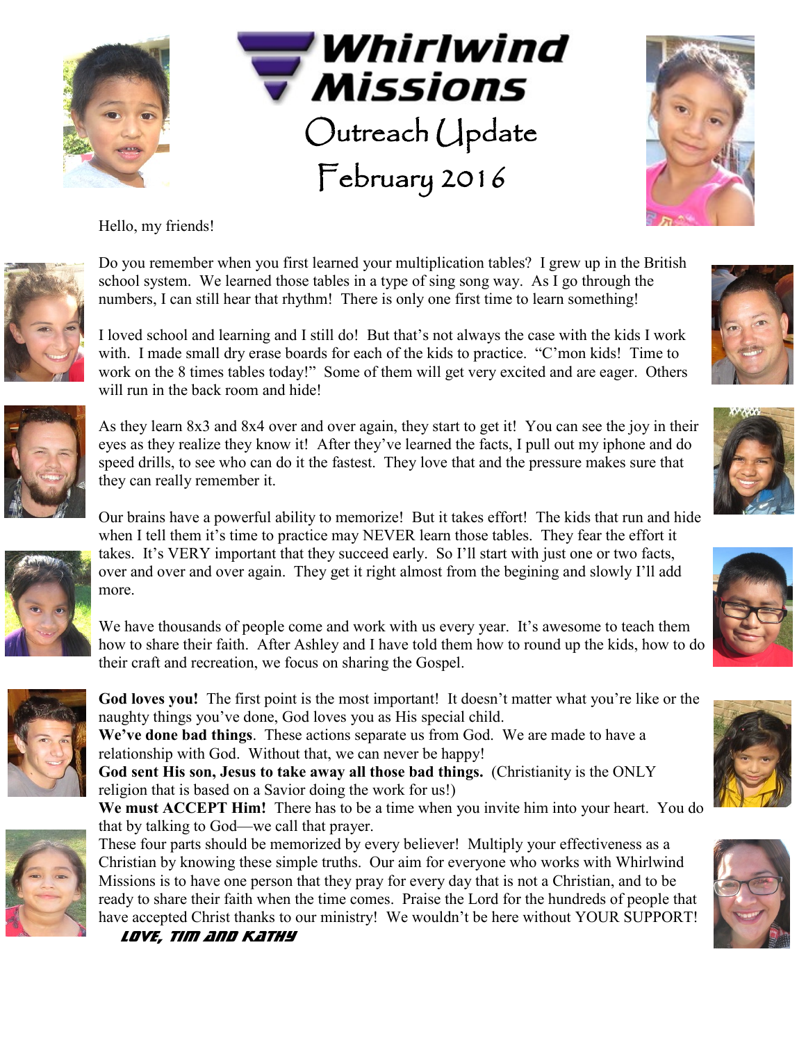# Whirlwind Missions

## Outreach Update

## February 2016

Hello, my friends!

Do you remember when you first learned your multiplication tables? I grew up in the British school system. We learned those tables in a type of sing song way. As I go through the numbers, I can still hear that rhythm! There is only one first time to learn something!

I loved school and learning and I still do! But that's not always the case with the kids I work with. I made small dry erase boards for each of the kids to practice. "C'mon kids! Time to work on the 8 times tables today!" Some of them will get very excited and are eager. Others will run in the back room and hide!

As they learn 8x3 and 8x4 over and over again, they start to get it! You can see the joy in their eyes as they realize they know it! After they've learned the facts, I pull out my iphone and do speed drills, to see who can do it the fastest. They love that and the pressure makes sure that they can really remember it.

Our brains have a powerful ability to memorize! But it takes effort! The kids that run and hide when I tell them it's time to practice may NEVER learn those tables. They fear the effort it takes. It's VERY important that they succeed early. So I'll start with just one or two facts, over and over and over again. They get it right almost from the begining and slowly I'll add more.

We have thousands of people come and work with us every year. It's awesome to teach them how to share their faith. After Ashley and I have told them how to round up the kids, how to do their craft and recreation, we focus on sharing the Gospel.

**God loves you!** The first point is the most important! It doesn't matter what you're like or the naughty things you've done, God loves you as His special child.
**We've done bad things**. These actions separate us from God. We are made to have a relationship with God. Without that, we can never be happy!
**God sent His son, Jesus to take away all those bad things.** (Christianity is the ONLY religion that is based on a Savior doing the work for us!)
**We must ACCEPT Him!** There has to be a time when you invite him into your heart. You do that by talking to God—we call that prayer.
These four parts should be memorized by every believer! Multiply your effectiveness as a Christian by knowing these simple truths. Our aim for everyone who works with Whirlwind Missions is to have one person that they pray for every day that is not a Christian, and to be ready to share their faith when the time comes. Praise the Lord for the hundreds of people that have accepted Christ thanks to our ministry! We wouldn't be here without YOUR SUPPORT!

*Love, Tim and Kathy*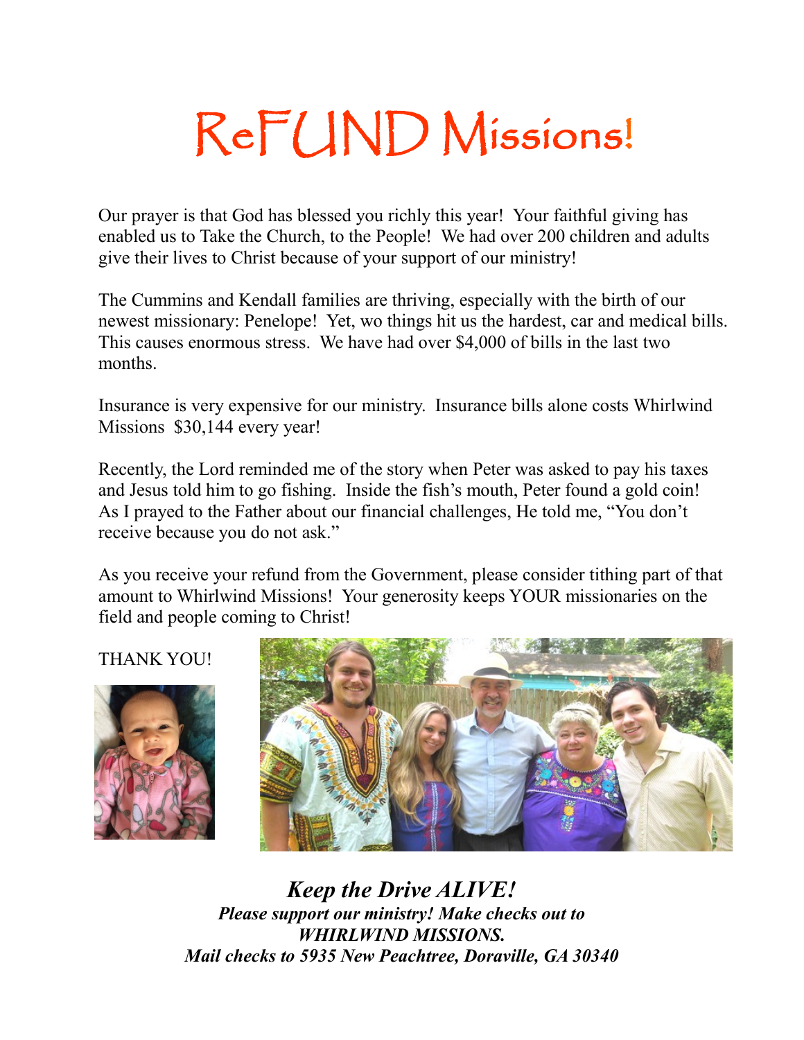# ReFUND Missions!

Our prayer is that God has blessed you richly this year! Your faithful giving has enabled us to Take the Church, to the People! We had over 200 children and adults give their lives to Christ because of your support of our ministry!

The Cummins and Kendall families are thriving, especially with the birth of our newest missionary: Penelope! Yet, wo things hit us the hardest, car and medical bills. This causes enormous stress. We have had over $4,000 of bills in the last two months.

Insurance is very expensive for our ministry. Insurance bills alone costs Whirlwind Missions $30,144 every year!

Recently, the Lord reminded me of the story when Peter was asked to pay his taxes and Jesus told him to go fishing. Inside the fish's mouth, Peter found a gold coin! As I prayed to the Father about our financial challenges, He told me, "You don't receive because you do not ask."

As you receive your refund from the Government, please consider tithing part of that amount to Whirlwind Missions! Your generosity keeps YOUR missionaries on the field and people coming to Christ!

THANK YOU!

***Keep the Drive ALIVE!***

***Please support our ministry! Make checks out to WHIRLWIND MISSIONS.***

***Mail checks to 5935 New Peachtree, Doraville, GA 30340***